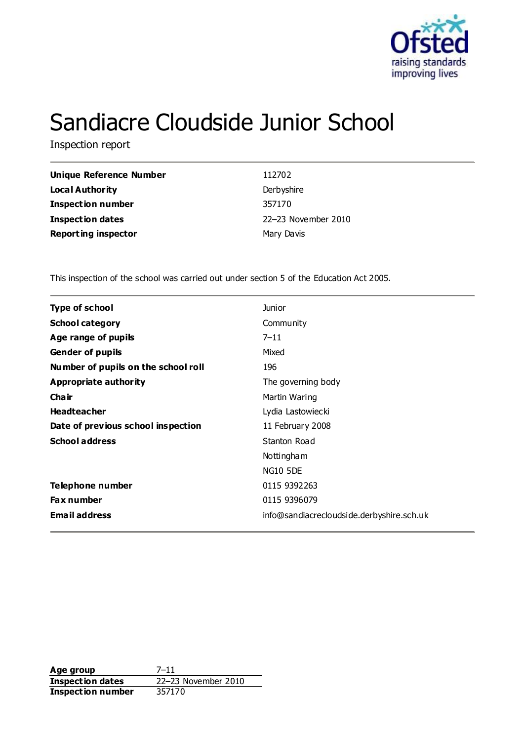# Sandiacre Cloudside Junior School

Inspection report

| | |
|---|---|
| **Unique Reference Number** | 112702 |
| **Local Authority** | Derbyshire |
| **Inspection number** | 357170 |
| **Inspection dates** | 22–23 November 2010 |
| **Reporting inspector** | Mary Davis |

This inspection of the school was carried out under section 5 of the Education Act 2005.

| | |
|---|---|
| **Type of school** | Junior |
| **School category** | Community |
| **Age range of pupils** | 7–11 |
| **Gender of pupils** | Mixed |
| **Number of pupils on the school roll** | 196 |
| **Appropriate authority** | The governing body |
| **Chair** | Martin Waring |
| **Headteacher** | Lydia Lastowiecki |
| **Date of previous school inspection** | 11 February 2008 |
| **School address** | Stanton Road |
| | Nottingham |
| | NG10 5DE |
| **Telephone number** | 0115 9392263 |
| **Fax number** | 0115 9396079 |
| **Email address** | info@sandiacrecloudside.derbyshire.sch.uk |

| | |
|---|---|
| **Age group** | 7–11 |
| **Inspection dates** | 22–23 November 2010 |
| **Inspection number** | 357170 |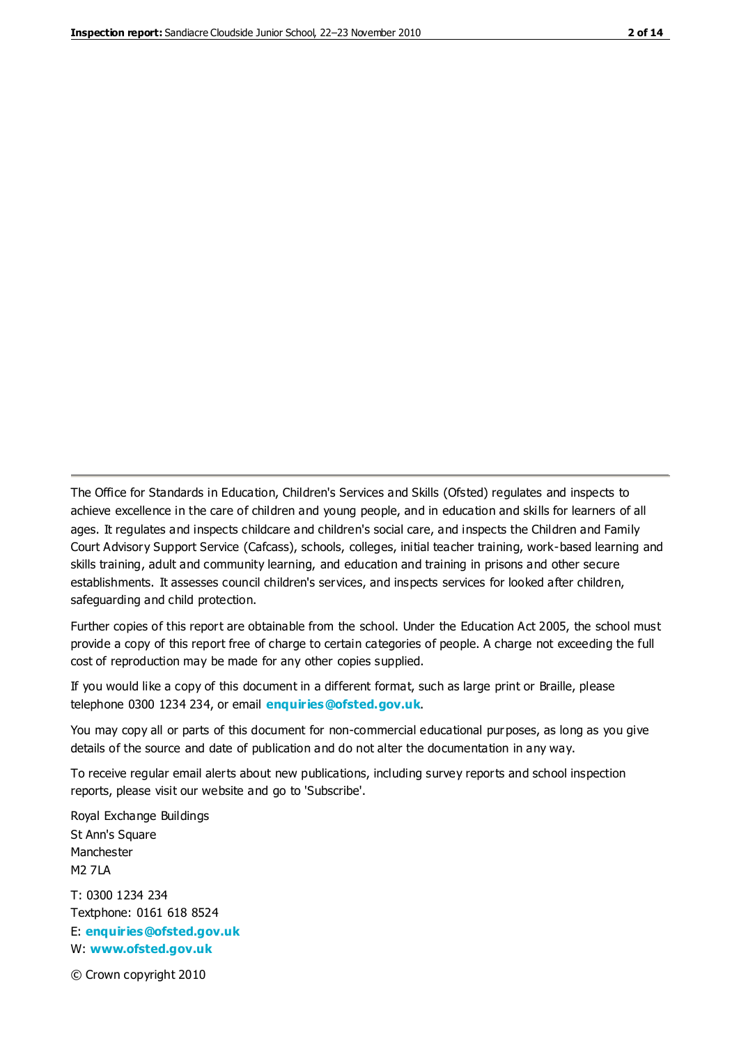The Office for Standards in Education, Children's Services and Skills (Ofsted) regulates and inspects to achieve excellence in the care of children and young people, and in education and skills for learners of all ages. It regulates and inspects childcare and children's social care, and inspects the Children and Family Court Advisory Support Service (Cafcass), schools, colleges, initial teacher training, work-based learning and skills training, adult and community learning, and education and training in prisons and other secure establishments. It assesses council children's services, and inspects services for looked after children, safeguarding and child protection.

Further copies of this report are obtainable from the school. Under the Education Act 2005, the school must provide a copy of this report free of charge to certain categories of people. A charge not exceeding the full cost of reproduction may be made for any other copies supplied.

If you would like a copy of this document in a different format, such as large print or Braille, please telephone 0300 1234 234, or email **enquiries@ofsted.gov.uk**.

You may copy all or parts of this document for non-commercial educational purposes, as long as you give details of the source and date of publication and do not alter the documentation in any way.

To receive regular email alerts about new publications, including survey reports and school inspection reports, please visit our website and go to 'Subscribe'.

Royal Exchange Buildings
St Ann's Square
Manchester
M2 7LA

T: 0300 1234 234
Textphone: 0161 618 8524
E: **enquiries@ofsted.gov.uk**
W: **www.ofsted.gov.uk**

© Crown copyright 2010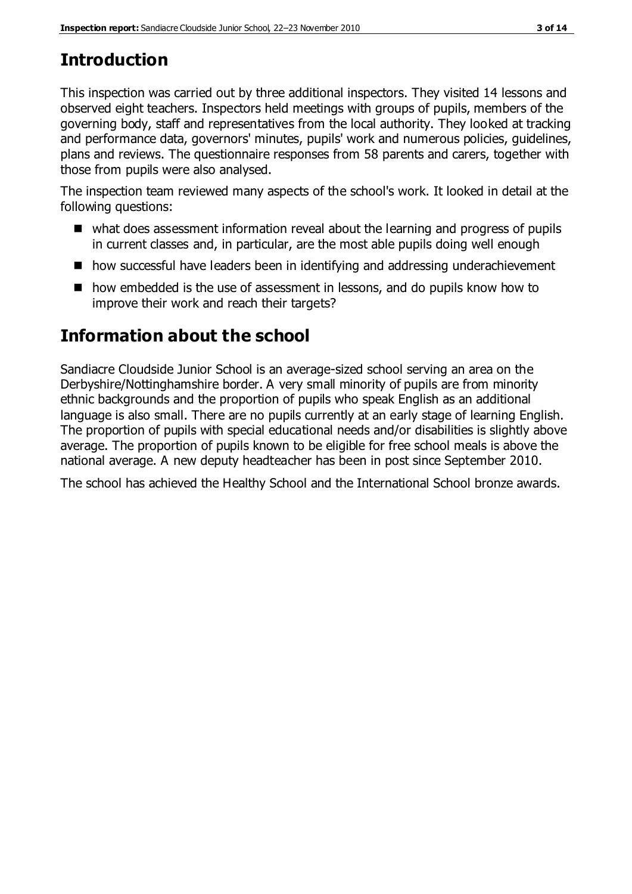# Introduction

This inspection was carried out by three additional inspectors. They visited 14 lessons and observed eight teachers. Inspectors held meetings with groups of pupils, members of the governing body, staff and representatives from the local authority. They looked at tracking and performance data, governors' minutes, pupils' work and numerous policies, guidelines, plans and reviews. The questionnaire responses from 58 parents and carers, together with those from pupils were also analysed.

The inspection team reviewed many aspects of the school's work. It looked in detail at the following questions:

- what does assessment information reveal about the learning and progress of pupils in current classes and, in particular, are the most able pupils doing well enough
- how successful have leaders been in identifying and addressing underachievement
- how embedded is the use of assessment in lessons, and do pupils know how to improve their work and reach their targets?

# Information about the school

Sandiacre Cloudside Junior School is an average-sized school serving an area on the Derbyshire/Nottinghamshire border. A very small minority of pupils are from minority ethnic backgrounds and the proportion of pupils who speak English as an additional language is also small. There are no pupils currently at an early stage of learning English. The proportion of pupils with special educational needs and/or disabilities is slightly above average. The proportion of pupils known to be eligible for free school meals is above the national average. A new deputy headteacher has been in post since September 2010.

The school has achieved the Healthy School and the International School bronze awards.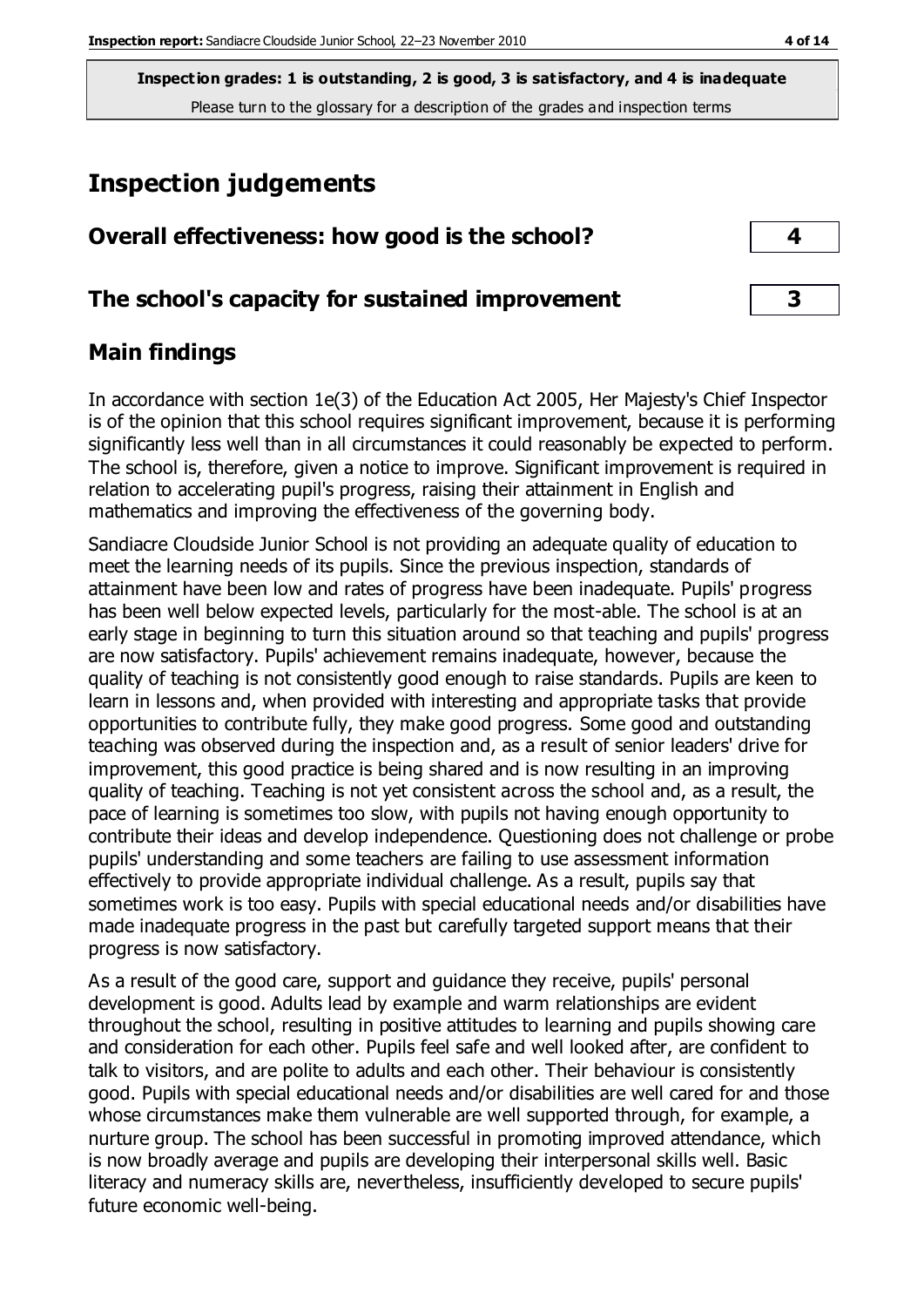**Inspection grades: 1 is outstanding, 2 is good, 3 is satisfactory, and 4 is inadequate**
Please turn to the glossary for a description of the grades and inspection terms

# Inspection judgements

| Overall effectiveness: how good is the school? | 4 |
|---|---|
| The school's capacity for sustained improvement | 3 |

## Main findings

In accordance with section 1e(3) of the Education Act 2005, Her Majesty's Chief Inspector is of the opinion that this school requires significant improvement, because it is performing significantly less well than in all circumstances it could reasonably be expected to perform. The school is, therefore, given a notice to improve. Significant improvement is required in relation to accelerating pupil's progress, raising their attainment in English and mathematics and improving the effectiveness of the governing body.

Sandiacre Cloudside Junior School is not providing an adequate quality of education to meet the learning needs of its pupils. Since the previous inspection, standards of attainment have been low and rates of progress have been inadequate. Pupils' progress has been well below expected levels, particularly for the most-able. The school is at an early stage in beginning to turn this situation around so that teaching and pupils' progress are now satisfactory. Pupils' achievement remains inadequate, however, because the quality of teaching is not consistently good enough to raise standards. Pupils are keen to learn in lessons and, when provided with interesting and appropriate tasks that provide opportunities to contribute fully, they make good progress. Some good and outstanding teaching was observed during the inspection and, as a result of senior leaders' drive for improvement, this good practice is being shared and is now resulting in an improving quality of teaching. Teaching is not yet consistent across the school and, as a result, the pace of learning is sometimes too slow, with pupils not having enough opportunity to contribute their ideas and develop independence. Questioning does not challenge or probe pupils' understanding and some teachers are failing to use assessment information effectively to provide appropriate individual challenge. As a result, pupils say that sometimes work is too easy. Pupils with special educational needs and/or disabilities have made inadequate progress in the past but carefully targeted support means that their progress is now satisfactory.

As a result of the good care, support and guidance they receive, pupils' personal development is good. Adults lead by example and warm relationships are evident throughout the school, resulting in positive attitudes to learning and pupils showing care and consideration for each other. Pupils feel safe and well looked after, are confident to talk to visitors, and are polite to adults and each other. Their behaviour is consistently good. Pupils with special educational needs and/or disabilities are well cared for and those whose circumstances make them vulnerable are well supported through, for example, a nurture group. The school has been successful in promoting improved attendance, which is now broadly average and pupils are developing their interpersonal skills well. Basic literacy and numeracy skills are, nevertheless, insufficiently developed to secure pupils' future economic well-being.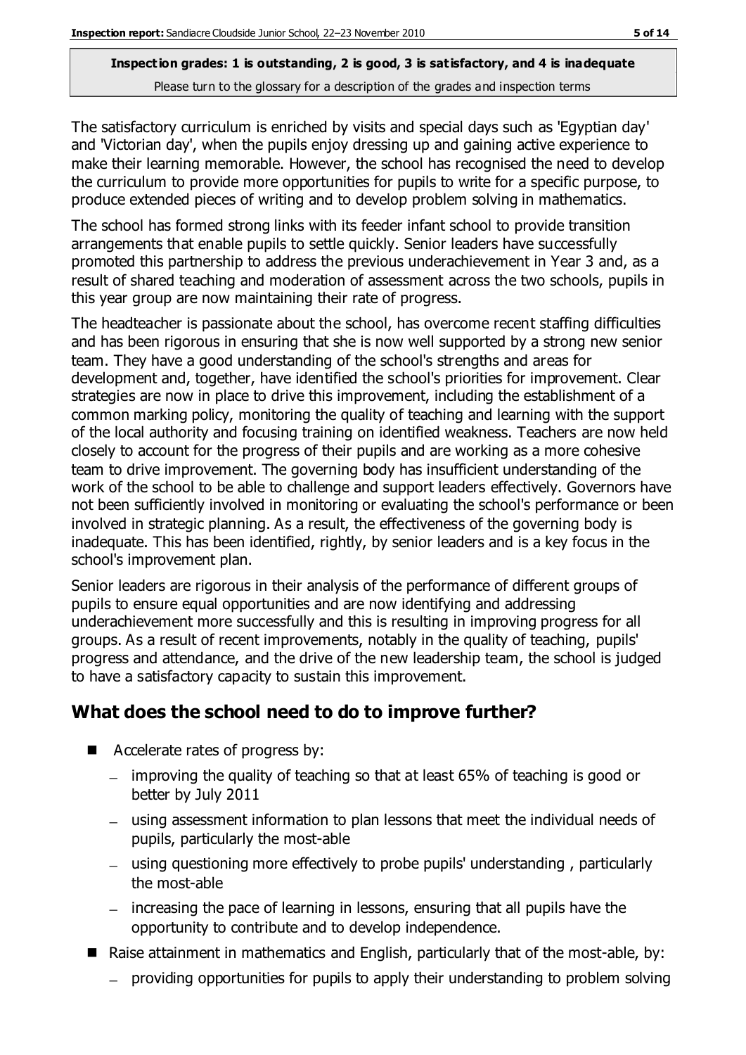**Inspection grades: 1 is outstanding, 2 is good, 3 is satisfactory, and 4 is inadequate**
Please turn to the glossary for a description of the grades and inspection terms

The satisfactory curriculum is enriched by visits and special days such as 'Egyptian day' and 'Victorian day', when the pupils enjoy dressing up and gaining active experience to make their learning memorable. However, the school has recognised the need to develop the curriculum to provide more opportunities for pupils to write for a specific purpose, to produce extended pieces of writing and to develop problem solving in mathematics.

The school has formed strong links with its feeder infant school to provide transition arrangements that enable pupils to settle quickly. Senior leaders have successfully promoted this partnership to address the previous underachievement in Year 3 and, as a result of shared teaching and moderation of assessment across the two schools, pupils in this year group are now maintaining their rate of progress.

The headteacher is passionate about the school, has overcome recent staffing difficulties and has been rigorous in ensuring that she is now well supported by a strong new senior team. They have a good understanding of the school's strengths and areas for development and, together, have identified the school's priorities for improvement. Clear strategies are now in place to drive this improvement, including the establishment of a common marking policy, monitoring the quality of teaching and learning with the support of the local authority and focusing training on identified weakness. Teachers are now held closely to account for the progress of their pupils and are working as a more cohesive team to drive improvement. The governing body has insufficient understanding of the work of the school to be able to challenge and support leaders effectively. Governors have not been sufficiently involved in monitoring or evaluating the school's performance or been involved in strategic planning. As a result, the effectiveness of the governing body is inadequate. This has been identified, rightly, by senior leaders and is a key focus in the school's improvement plan.

Senior leaders are rigorous in their analysis of the performance of different groups of pupils to ensure equal opportunities and are now identifying and addressing underachievement more successfully and this is resulting in improving progress for all groups. As a result of recent improvements, notably in the quality of teaching, pupils' progress and attendance, and the drive of the new leadership team, the school is judged to have a satisfactory capacity to sustain this improvement.

## What does the school need to do to improve further?

- Accelerate rates of progress by:
  - improving the quality of teaching so that at least 65% of teaching is good or better by July 2011
  - using assessment information to plan lessons that meet the individual needs of pupils, particularly the most-able
  - using questioning more effectively to probe pupils' understanding , particularly the most-able
  - increasing the pace of learning in lessons, ensuring that all pupils have the opportunity to contribute and to develop independence.
- Raise attainment in mathematics and English, particularly that of the most-able, by:
  - providing opportunities for pupils to apply their understanding to problem solving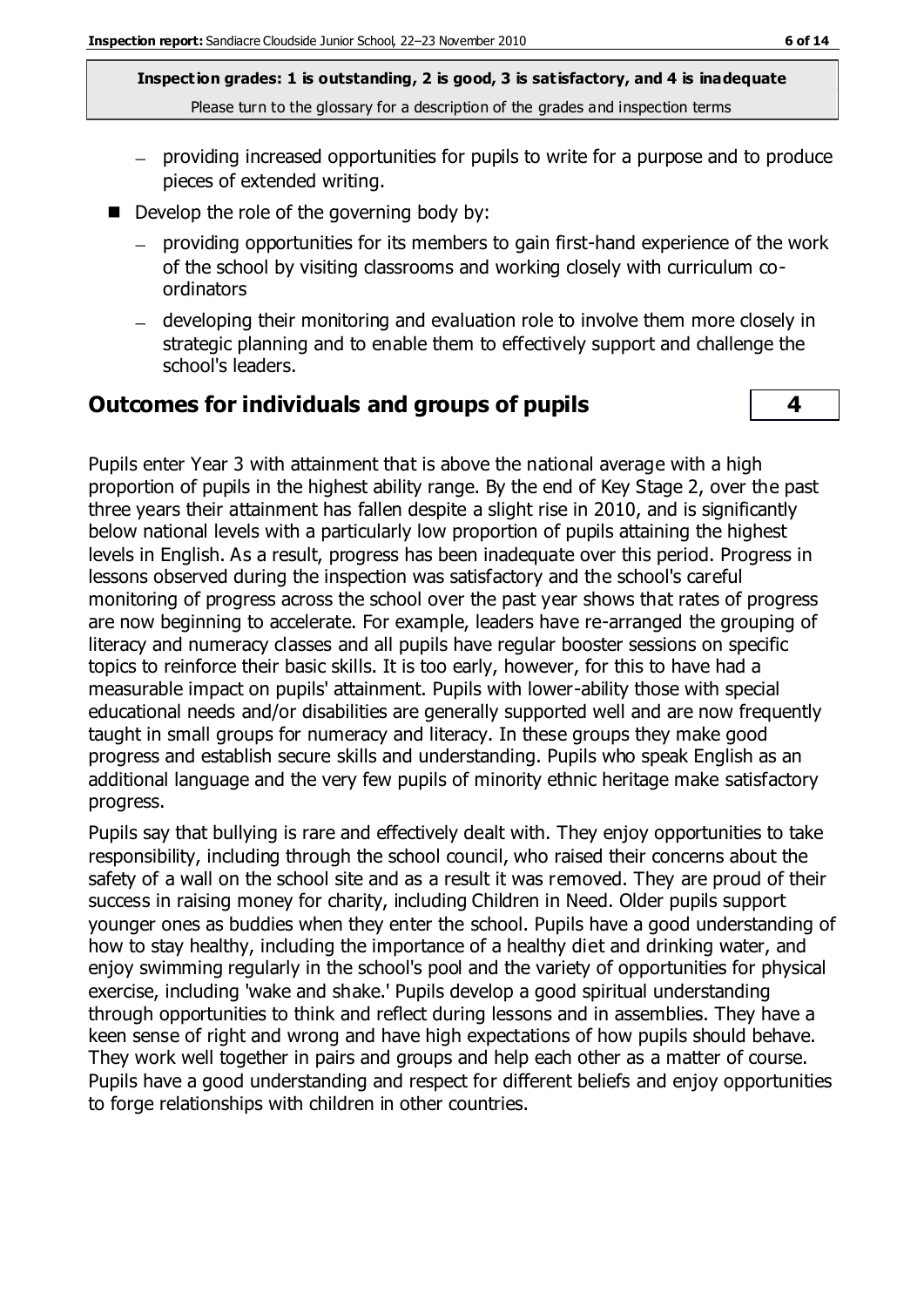**Inspection grades: 1 is outstanding, 2 is good, 3 is satisfactory, and 4 is inadequate**
Please turn to the glossary for a description of the grades and inspection terms

- providing increased opportunities for pupils to write for a purpose and to produce pieces of extended writing.

- Develop the role of the governing body by:
  - providing opportunities for its members to gain first-hand experience of the work of the school by visiting classrooms and working closely with curriculum co-ordinators
  - developing their monitoring and evaluation role to involve them more closely in strategic planning and to enable them to effectively support and challenge the school's leaders.

## Outcomes for individuals and groups of pupils — 4

Pupils enter Year 3 with attainment that is above the national average with a high proportion of pupils in the highest ability range. By the end of Key Stage 2, over the past three years their attainment has fallen despite a slight rise in 2010, and is significantly below national levels with a particularly low proportion of pupils attaining the highest levels in English. As a result, progress has been inadequate over this period. Progress in lessons observed during the inspection was satisfactory and the school's careful monitoring of progress across the school over the past year shows that rates of progress are now beginning to accelerate. For example, leaders have re-arranged the grouping of literacy and numeracy classes and all pupils have regular booster sessions on specific topics to reinforce their basic skills. It is too early, however, for this to have had a measurable impact on pupils' attainment. Pupils with lower-ability those with special educational needs and/or disabilities are generally supported well and are now frequently taught in small groups for numeracy and literacy. In these groups they make good progress and establish secure skills and understanding. Pupils who speak English as an additional language and the very few pupils of minority ethnic heritage make satisfactory progress.

Pupils say that bullying is rare and effectively dealt with. They enjoy opportunities to take responsibility, including through the school council, who raised their concerns about the safety of a wall on the school site and as a result it was removed. They are proud of their success in raising money for charity, including Children in Need. Older pupils support younger ones as buddies when they enter the school. Pupils have a good understanding of how to stay healthy, including the importance of a healthy diet and drinking water, and enjoy swimming regularly in the school's pool and the variety of opportunities for physical exercise, including 'wake and shake.' Pupils develop a good spiritual understanding through opportunities to think and reflect during lessons and in assemblies. They have a keen sense of right and wrong and have high expectations of how pupils should behave. They work well together in pairs and groups and help each other as a matter of course. Pupils have a good understanding and respect for different beliefs and enjoy opportunities to forge relationships with children in other countries.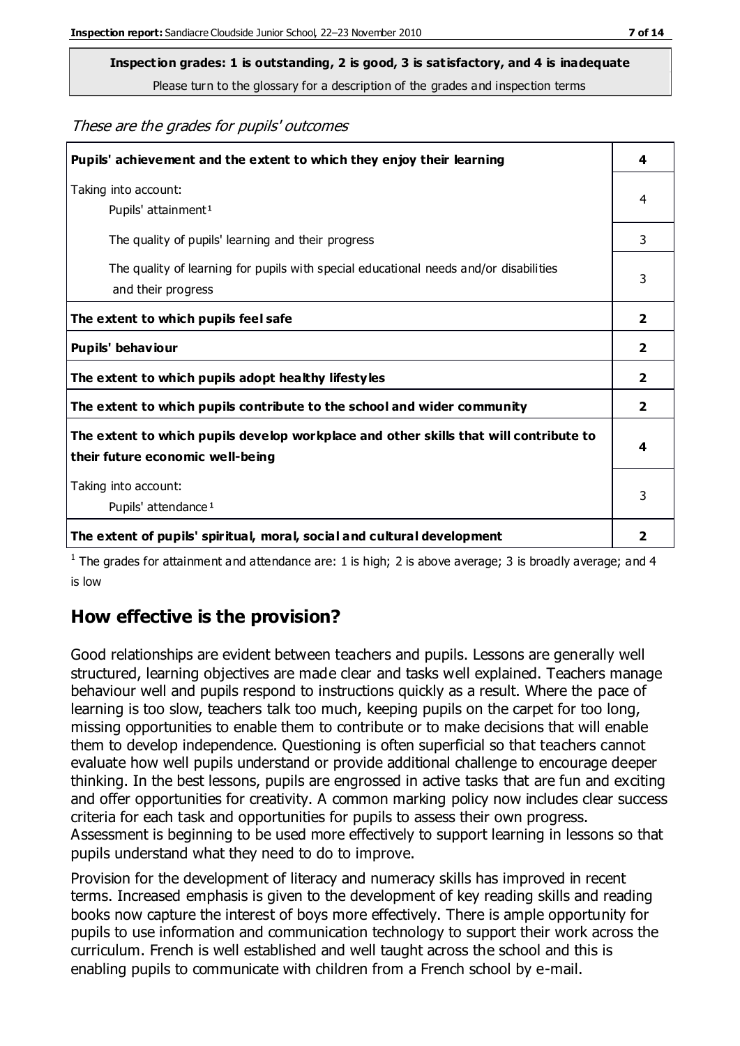**Inspection grades: 1 is outstanding, 2 is good, 3 is satisfactory, and 4 is inadequate**
Please turn to the glossary for a description of the grades and inspection terms

*These are the grades for pupils' outcomes*

| | |
|---|---|
| **Pupils' achievement and the extent to which they enjoy their learning** | **4** |
| Taking into account: Pupils' attainment[1] | 4 |
| The quality of pupils' learning and their progress | 3 |
| The quality of learning for pupils with special educational needs and/or disabilities and their progress | 3 |
| **The extent to which pupils feel safe** | **2** |
| **Pupils' behaviour** | **2** |
| **The extent to which pupils adopt healthy lifestyles** | **2** |
| **The extent to which pupils contribute to the school and wider community** | **2** |
| **The extent to which pupils develop workplace and other skills that will contribute to their future economic well-being** | **4** |
| Taking into account: Pupils' attendance[1] | 3 |
| **The extent of pupils' spiritual, moral, social and cultural development** | **2** |

[1] The grades for attainment and attendance are: 1 is high; 2 is above average; 3 is broadly average; and 4 is low

## How effective is the provision?

Good relationships are evident between teachers and pupils. Lessons are generally well structured, learning objectives are made clear and tasks well explained. Teachers manage behaviour well and pupils respond to instructions quickly as a result. Where the pace of learning is too slow, teachers talk too much, keeping pupils on the carpet for too long, missing opportunities to enable them to contribute or to make decisions that will enable them to develop independence. Questioning is often superficial so that teachers cannot evaluate how well pupils understand or provide additional challenge to encourage deeper thinking. In the best lessons, pupils are engrossed in active tasks that are fun and exciting and offer opportunities for creativity. A common marking policy now includes clear success criteria for each task and opportunities for pupils to assess their own progress. Assessment is beginning to be used more effectively to support learning in lessons so that pupils understand what they need to do to improve.

Provision for the development of literacy and numeracy skills has improved in recent terms. Increased emphasis is given to the development of key reading skills and reading books now capture the interest of boys more effectively. There is ample opportunity for pupils to use information and communication technology to support their work across the curriculum. French is well established and well taught across the school and this is enabling pupils to communicate with children from a French school by e-mail.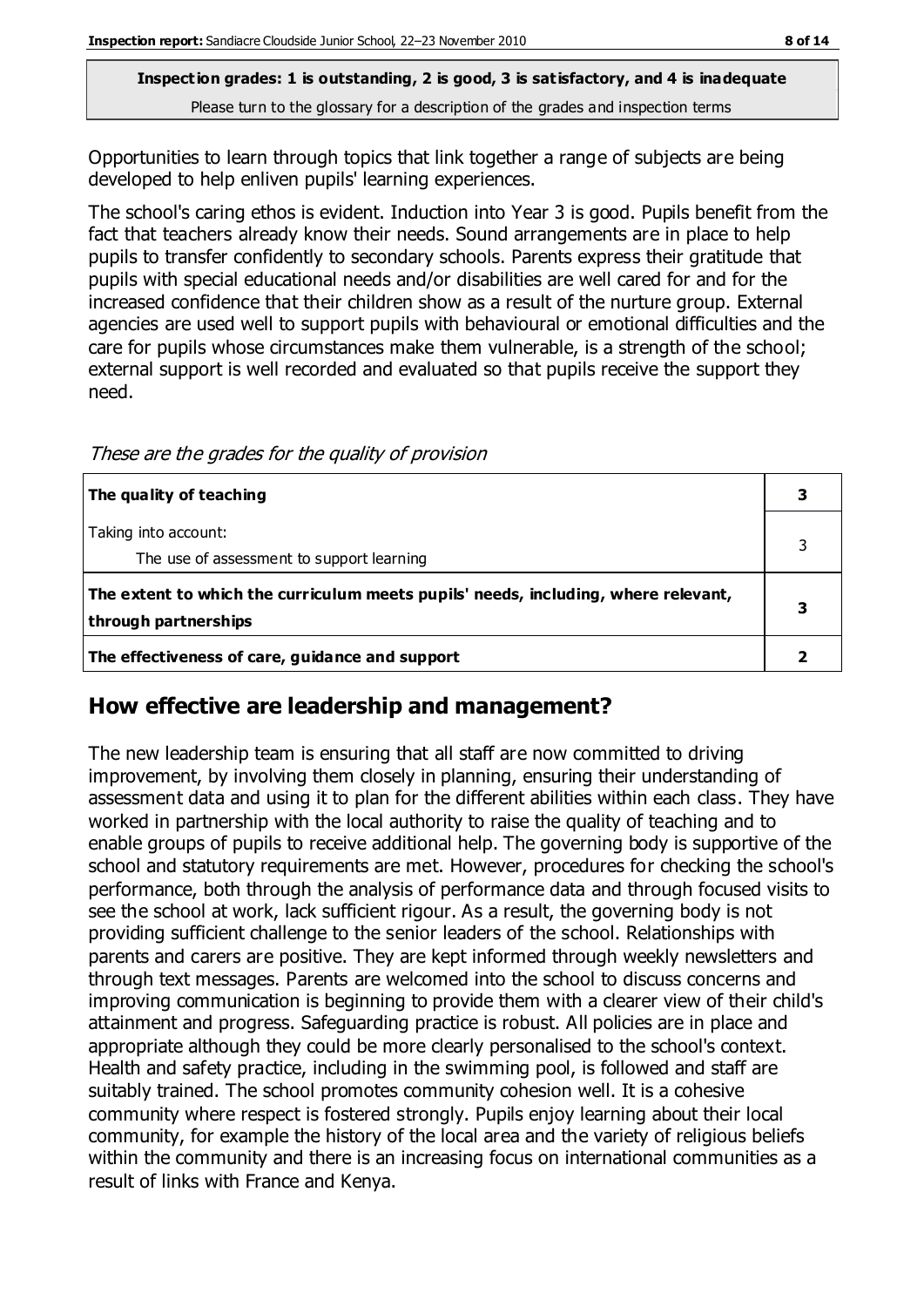**Inspection grades: 1 is outstanding, 2 is good, 3 is satisfactory, and 4 is inadequate**
Please turn to the glossary for a description of the grades and inspection terms

Opportunities to learn through topics that link together a range of subjects are being developed to help enliven pupils' learning experiences.

The school's caring ethos is evident. Induction into Year 3 is good. Pupils benefit from the fact that teachers already know their needs. Sound arrangements are in place to help pupils to transfer confidently to secondary schools. Parents express their gratitude that pupils with special educational needs and/or disabilities are well cared for and for the increased confidence that their children show as a result of the nurture group. External agencies are used well to support pupils with behavioural or emotional difficulties and the care for pupils whose circumstances make them vulnerable, is a strength of the school; external support is well recorded and evaluated so that pupils receive the support they need.

*These are the grades for the quality of provision*

| | |
|---|---|
| **The quality of teaching** | **3** |
| Taking into account:<br>The use of assessment to support learning | 3 |
| **The extent to which the curriculum meets pupils' needs, including, where relevant, through partnerships** | **3** |
| **The effectiveness of care, guidance and support** | **2** |

## How effective are leadership and management?

The new leadership team is ensuring that all staff are now committed to driving improvement, by involving them closely in planning, ensuring their understanding of assessment data and using it to plan for the different abilities within each class. They have worked in partnership with the local authority to raise the quality of teaching and to enable groups of pupils to receive additional help. The governing body is supportive of the school and statutory requirements are met. However, procedures for checking the school's performance, both through the analysis of performance data and through focused visits to see the school at work, lack sufficient rigour. As a result, the governing body is not providing sufficient challenge to the senior leaders of the school. Relationships with parents and carers are positive. They are kept informed through weekly newsletters and through text messages. Parents are welcomed into the school to discuss concerns and improving communication is beginning to provide them with a clearer view of their child's attainment and progress. Safeguarding practice is robust. All policies are in place and appropriate although they could be more clearly personalised to the school's context. Health and safety practice, including in the swimming pool, is followed and staff are suitably trained. The school promotes community cohesion well. It is a cohesive community where respect is fostered strongly. Pupils enjoy learning about their local community, for example the history of the local area and the variety of religious beliefs within the community and there is an increasing focus on international communities as a result of links with France and Kenya.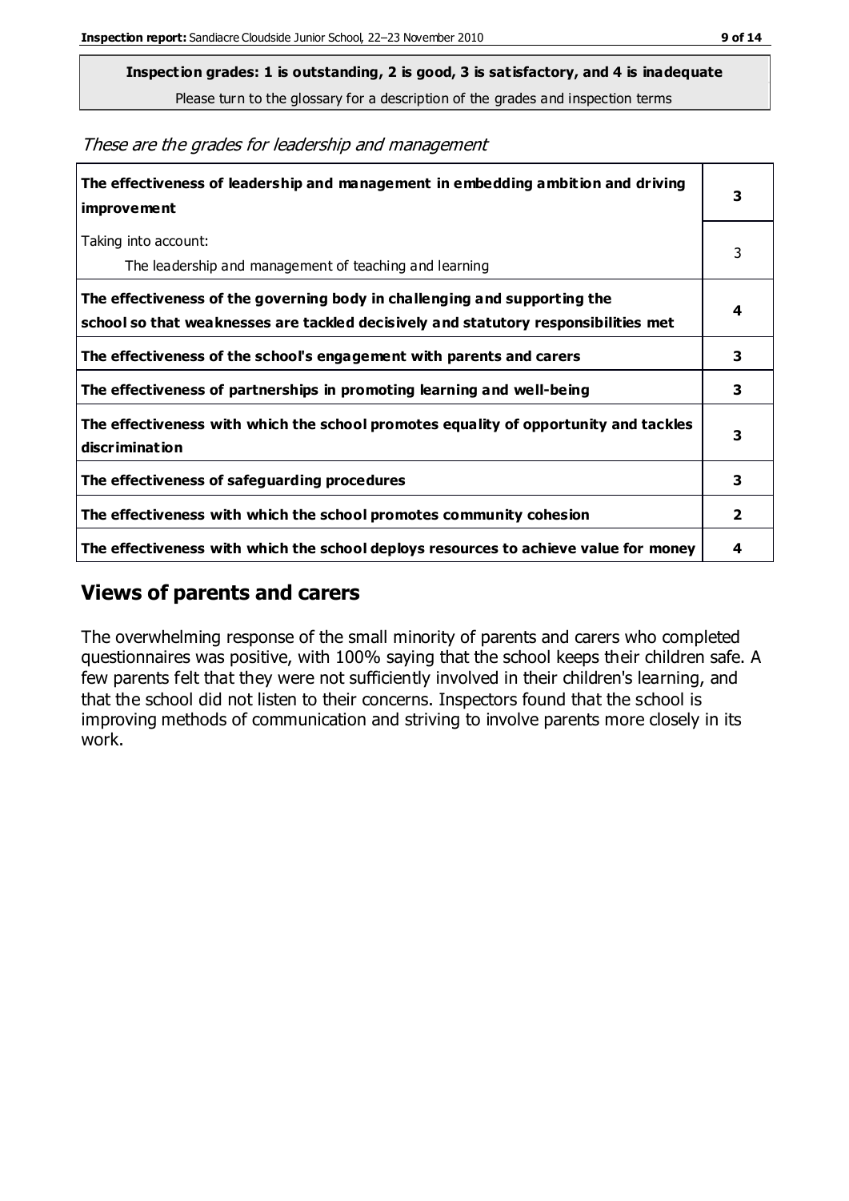**Inspection grades: 1 is outstanding, 2 is good, 3 is satisfactory, and 4 is inadequate**

Please turn to the glossary for a description of the grades and inspection terms

*These are the grades for leadership and management*

| | |
|---|---|
| **The effectiveness of leadership and management in embedding ambition and driving improvement** | **3** |
| Taking into account:<br>The leadership and management of teaching and learning | 3 |
| **The effectiveness of the governing body in challenging and supporting the school so that weaknesses are tackled decisively and statutory responsibilities met** | **4** |
| **The effectiveness of the school's engagement with parents and carers** | **3** |
| **The effectiveness of partnerships in promoting learning and well-being** | **3** |
| **The effectiveness with which the school promotes equality of opportunity and tackles discrimination** | **3** |
| **The effectiveness of safeguarding procedures** | **3** |
| **The effectiveness with which the school promotes community cohesion** | **2** |
| **The effectiveness with which the school deploys resources to achieve value for money** | **4** |

## Views of parents and carers

The overwhelming response of the small minority of parents and carers who completed questionnaires was positive, with 100% saying that the school keeps their children safe. A few parents felt that they were not sufficiently involved in their children's learning, and that the school did not listen to their concerns. Inspectors found that the school is improving methods of communication and striving to involve parents more closely in its work.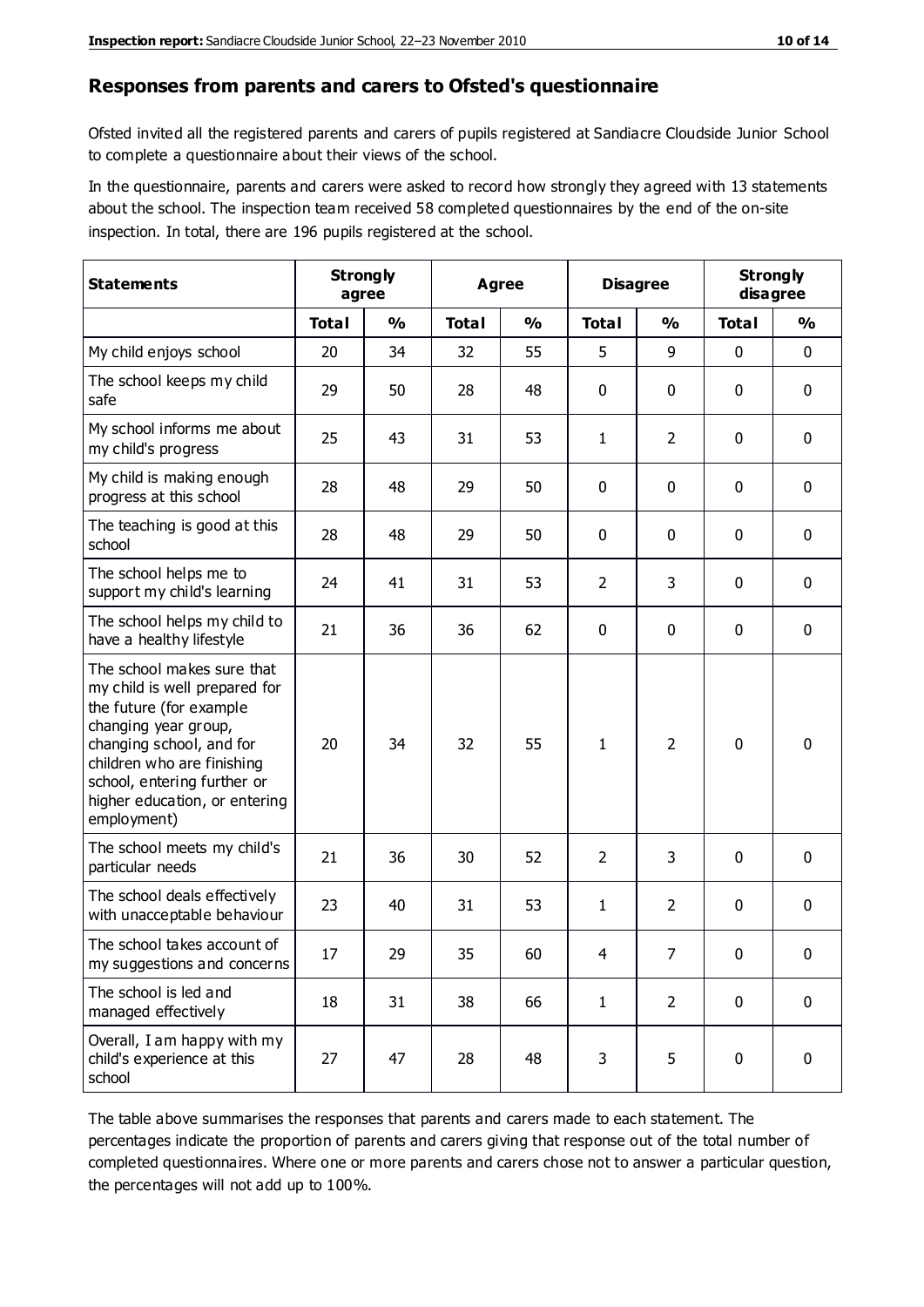## Responses from parents and carers to Ofsted's questionnaire

Ofsted invited all the registered parents and carers of pupils registered at Sandiacre Cloudside Junior School to complete a questionnaire about their views of the school.

In the questionnaire, parents and carers were asked to record how strongly they agreed with 13 statements about the school. The inspection team received 58 completed questionnaires by the end of the on-site inspection. In total, there are 196 pupils registered at the school.

| Statements | Strongly agree | | Agree | | Disagree | | Strongly disagree | |
|---|---|---|---|---|---|---|---|---|
| | Total | % | Total | % | Total | % | Total | % |
| My child enjoys school | 20 | 34 | 32 | 55 | 5 | 9 | 0 | 0 |
| The school keeps my child safe | 29 | 50 | 28 | 48 | 0 | 0 | 0 | 0 |
| My school informs me about my child's progress | 25 | 43 | 31 | 53 | 1 | 2 | 0 | 0 |
| My child is making enough progress at this school | 28 | 48 | 29 | 50 | 0 | 0 | 0 | 0 |
| The teaching is good at this school | 28 | 48 | 29 | 50 | 0 | 0 | 0 | 0 |
| The school helps me to support my child's learning | 24 | 41 | 31 | 53 | 2 | 3 | 0 | 0 |
| The school helps my child to have a healthy lifestyle | 21 | 36 | 36 | 62 | 0 | 0 | 0 | 0 |
| The school makes sure that my child is well prepared for the future (for example changing year group, changing school, and for children who are finishing school, entering further or higher education, or entering employment) | 20 | 34 | 32 | 55 | 1 | 2 | 0 | 0 |
| The school meets my child's particular needs | 21 | 36 | 30 | 52 | 2 | 3 | 0 | 0 |
| The school deals effectively with unacceptable behaviour | 23 | 40 | 31 | 53 | 1 | 2 | 0 | 0 |
| The school takes account of my suggestions and concerns | 17 | 29 | 35 | 60 | 4 | 7 | 0 | 0 |
| The school is led and managed effectively | 18 | 31 | 38 | 66 | 1 | 2 | 0 | 0 |
| Overall, I am happy with my child's experience at this school | 27 | 47 | 28 | 48 | 3 | 5 | 0 | 0 |

The table above summarises the responses that parents and carers made to each statement. The percentages indicate the proportion of parents and carers giving that response out of the total number of completed questionnaires. Where one or more parents and carers chose not to answer a particular question, the percentages will not add up to 100%.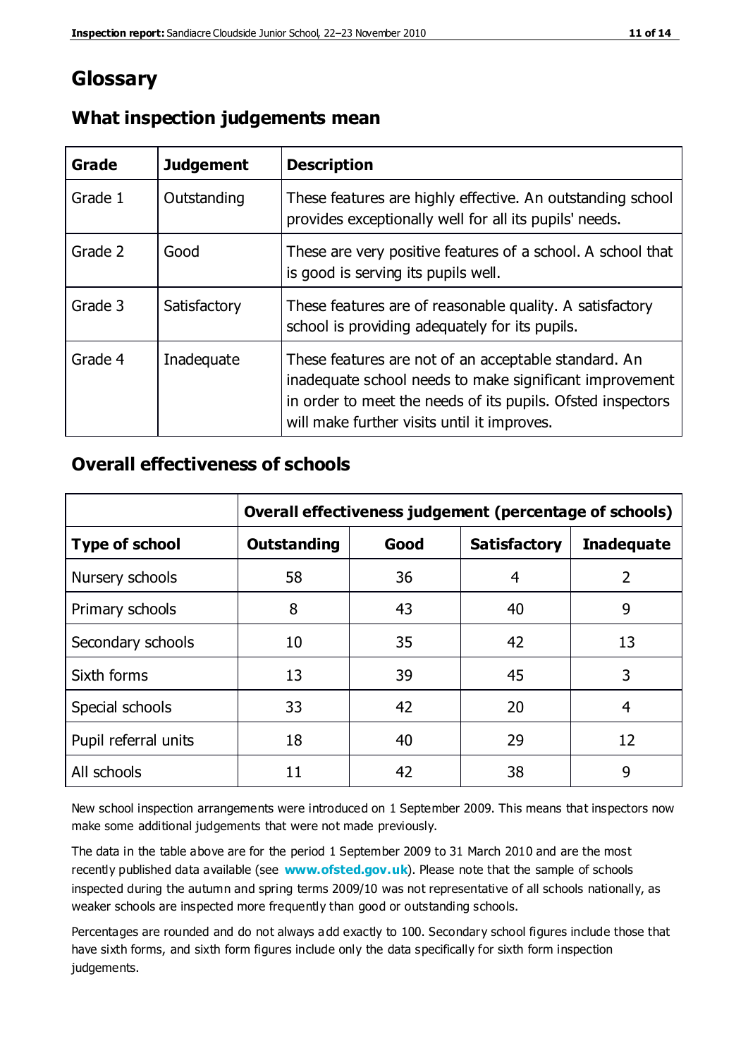# Glossary

## What inspection judgements mean

| Grade | Judgement | Description |
| --- | --- | --- |
| Grade 1 | Outstanding | These features are highly effective. An outstanding school provides exceptionally well for all its pupils' needs. |
| Grade 2 | Good | These are very positive features of a school. A school that is good is serving its pupils well. |
| Grade 3 | Satisfactory | These features are of reasonable quality. A satisfactory school is providing adequately for its pupils. |
| Grade 4 | Inadequate | These features are not of an acceptable standard. An inadequate school needs to make significant improvement in order to meet the needs of its pupils. Ofsted inspectors will make further visits until it improves. |

## Overall effectiveness of schools

| | Overall effectiveness judgement (percentage of schools) | | | |
| --- | --- | --- | --- | --- |
| **Type of school** | **Outstanding** | **Good** | **Satisfactory** | **Inadequate** |
| Nursery schools | 58 | 36 | 4 | 2 |
| Primary schools | 8 | 43 | 40 | 9 |
| Secondary schools | 10 | 35 | 42 | 13 |
| Sixth forms | 13 | 39 | 45 | 3 |
| Special schools | 33 | 42 | 20 | 4 |
| Pupil referral units | 18 | 40 | 29 | 12 |
| All schools | 11 | 42 | 38 | 9 |

New school inspection arrangements were introduced on 1 September 2009. This means that inspectors now make some additional judgements that were not made previously.

The data in the table above are for the period 1 September 2009 to 31 March 2010 and are the most recently published data available (see **www.ofsted.gov.uk**). Please note that the sample of schools inspected during the autumn and spring terms 2009/10 was not representative of all schools nationally, as weaker schools are inspected more frequently than good or outstanding schools.

Percentages are rounded and do not always add exactly to 100. Secondary school figures include those that have sixth forms, and sixth form figures include only the data specifically for sixth form inspection judgements.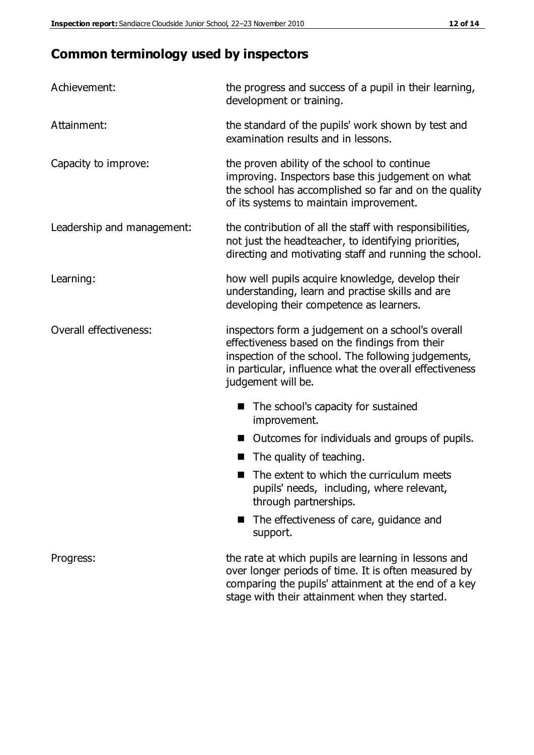## Common terminology used by inspectors

| | |
|---|---|
| Achievement: | the progress and success of a pupil in their learning, development or training. |
| Attainment: | the standard of the pupils' work shown by test and examination results and in lessons. |
| Capacity to improve: | the proven ability of the school to continue improving. Inspectors base this judgement on what the school has accomplished so far and on the quality of its systems to maintain improvement. |
| Leadership and management: | the contribution of all the staff with responsibilities, not just the headteacher, to identifying priorities, directing and motivating staff and running the school. |
| Learning: | how well pupils acquire knowledge, develop their understanding, learn and practise skills and are developing their competence as learners. |
| Overall effectiveness: | inspectors form a judgement on a school's overall effectiveness based on the findings from their inspection of the school. The following judgements, in particular, influence what the overall effectiveness judgement will be. |

- The school's capacity for sustained improvement.
- Outcomes for individuals and groups of pupils.
- The quality of teaching.
- The extent to which the curriculum meets pupils' needs, including, where relevant, through partnerships.
- The effectiveness of care, guidance and support.

| | |
|---|---|
| Progress: | the rate at which pupils are learning in lessons and over longer periods of time. It is often measured by comparing the pupils' attainment at the end of a key stage with their attainment when they started. |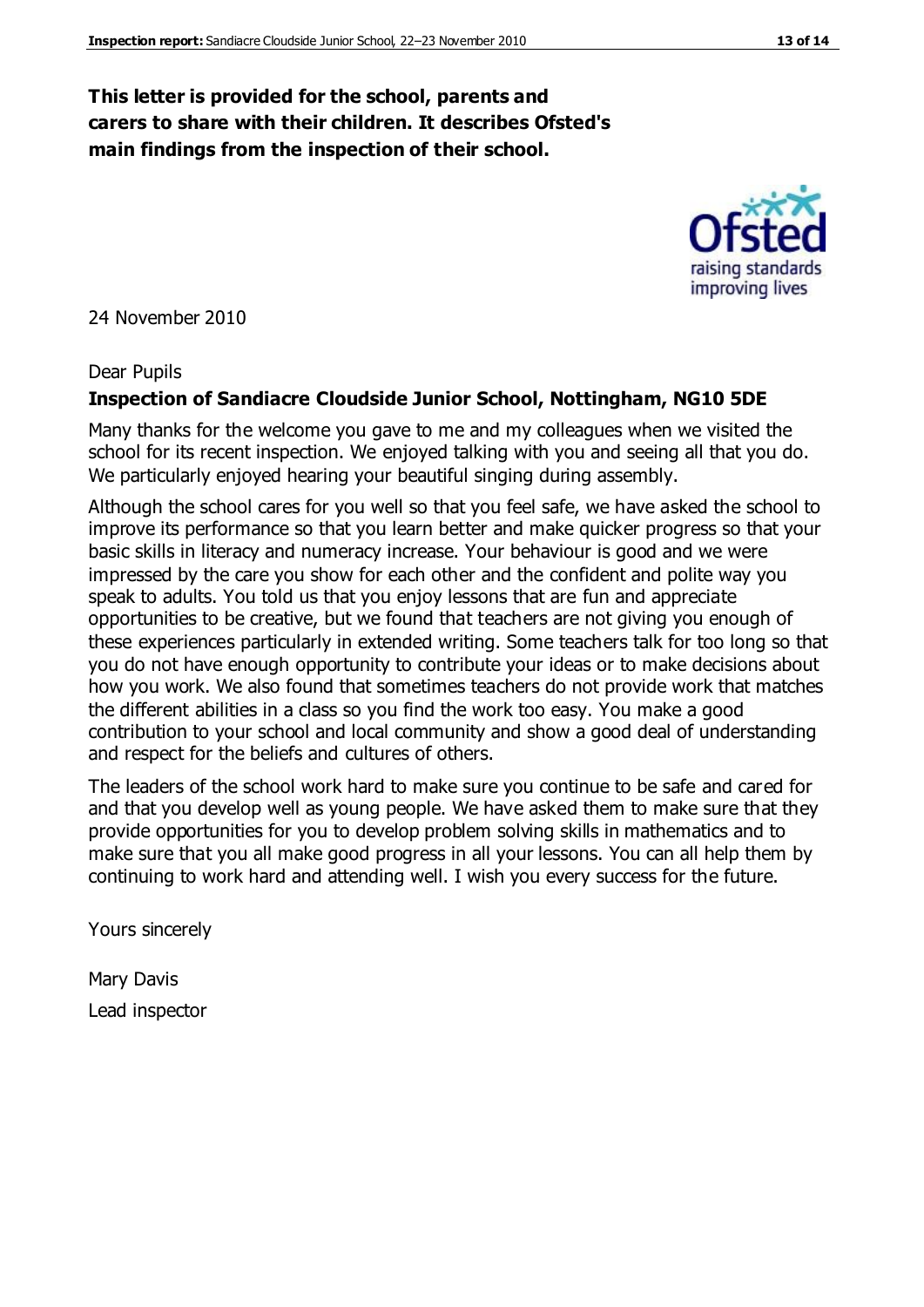**This letter is provided for the school, parents and carers to share with their children. It describes Ofsted's main findings from the inspection of their school.**

24 November 2010

Dear Pupils

**Inspection of Sandiacre Cloudside Junior School, Nottingham, NG10 5DE**

Many thanks for the welcome you gave to me and my colleagues when we visited the school for its recent inspection. We enjoyed talking with you and seeing all that you do. We particularly enjoyed hearing your beautiful singing during assembly.

Although the school cares for you well so that you feel safe, we have asked the school to improve its performance so that you learn better and make quicker progress so that your basic skills in literacy and numeracy increase. Your behaviour is good and we were impressed by the care you show for each other and the confident and polite way you speak to adults. You told us that you enjoy lessons that are fun and appreciate opportunities to be creative, but we found that teachers are not giving you enough of these experiences particularly in extended writing. Some teachers talk for too long so that you do not have enough opportunity to contribute your ideas or to make decisions about how you work. We also found that sometimes teachers do not provide work that matches the different abilities in a class so you find the work too easy. You make a good contribution to your school and local community and show a good deal of understanding and respect for the beliefs and cultures of others.

The leaders of the school work hard to make sure you continue to be safe and cared for and that you develop well as young people. We have asked them to make sure that they provide opportunities for you to develop problem solving skills in mathematics and to make sure that you all make good progress in all your lessons. You can all help them by continuing to work hard and attending well. I wish you every success for the future.

Yours sincerely

Mary Davis

Lead inspector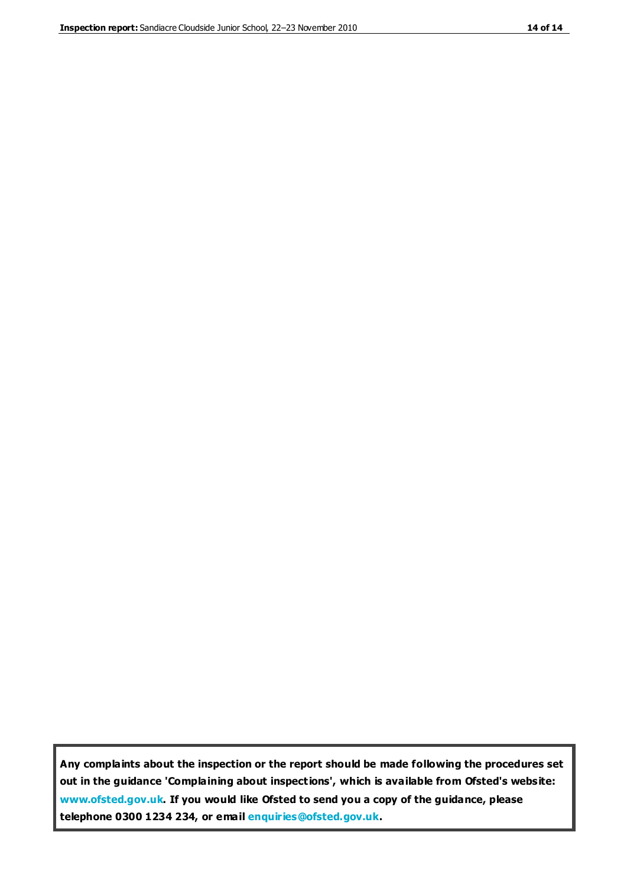**Any complaints about the inspection or the report should be made following the procedures set out in the guidance 'Complaining about inspections', which is available from Ofsted's website: www.ofsted.gov.uk. If you would like Ofsted to send you a copy of the guidance, please telephone 0300 1234 234, or email enquiries@ofsted.gov.uk.**